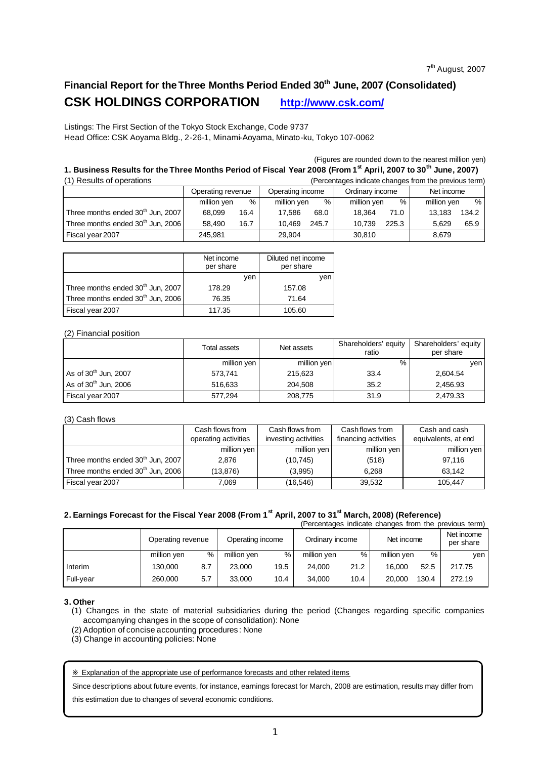7th August, 2007

# Financial Report for the Three Months Period Ended 30th June, 2007 (Consolidated)

## CSK HOLDINGS CORPORATION http://www.csk.com/

Listings: The First Section of the Tokyo Stock Exchange, Code 9737
Head Office: CSK Aoyama Bldg., 2-26-1, Minami-Aoyama, Minato-ku, Tokyo 107-0062

(Figures are rounded down to the nearest million yen)

### 1. Business Results for the Three Months Period of Fiscal Year 2008 (From 1st April, 2007 to 30th June, 2007)

(1) Results of operations (Percentages indicate changes from the previous term)

| | Operating revenue | | Operating income | | Ordinary income | | Net income | |
|---|---|---|---|---|---|---|---|---|
| | million yen | % | million yen | % | million yen | % | million yen | % |
| Three months ended 30th Jun, 2007 | 68,099 | 16.4 | 17,586 | 68.0 | 18,364 | 71.0 | 13,183 | 134.2 |
| Three months ended 30th Jun, 2006 | 58,490 | 16.7 | 10,469 | 245.7 | 10,739 | 225.3 | 5,629 | 65.9 |
| Fiscal year 2007 | 245,981 | | 29,904 | | 30,810 | | 8,679 | |

| | Net income per share | Diluted net income per share |
|---|---|---|
| | yen | yen |
| Three months ended 30th Jun, 2007 | 178.29 | 157.08 |
| Three months ended 30th Jun, 2006 | 76.35 | 71.64 |
| Fiscal year 2007 | 117.35 | 105.60 |

(2) Financial position

| | Total assets | Net assets | Shareholders' equity ratio | Shareholders' equity per share |
|---|---|---|---|---|
| | million yen | million yen | % | yen |
| As of 30th Jun, 2007 | 573,741 | 215,623 | 33.4 | 2,604.54 |
| As of 30th Jun, 2006 | 516,633 | 204,508 | 35.2 | 2,456.93 |
| Fiscal year 2007 | 577,294 | 208,775 | 31.9 | 2,479.33 |

(3) Cash flows

| | Cash flows from operating activities | Cash flows from investing activities | Cash flows from financing activities | Cash and cash equivalents, at end |
|---|---|---|---|---|
| | million yen | million yen | million yen | million yen |
| Three months ended 30th Jun, 2007 | 2,876 | (10,745) | (518) | 97,116 |
| Three months ended 30th Jun, 2006 | (13,876) | (3,995) | 6,268 | 63,142 |
| Fiscal year 2007 | 7,069 | (16,546) | 39,532 | 105,447 |

### 2. Earnings Forecast for the Fiscal Year 2008 (From 1st April, 2007 to 31st March, 2008) (Reference)

(Percentages indicate changes from the previous term)

| | Operating revenue | | Operating income | | Ordinary income | | Net income | | Net income per share |
|---|---|---|---|---|---|---|---|---|---|
| | million yen | % | million yen | % | million yen | % | million yen | % | yen |
| Interim | 130,000 | 8.7 | 23,000 | 19.5 | 24,000 | 21.2 | 16,000 | 52.5 | 217.75 |
| Full-year | 260,000 | 5.7 | 33,000 | 10.4 | 34,000 | 10.4 | 20,000 | 130.4 | 272.19 |

### 3. Other

(1) Changes in the state of material subsidiaries during the period (Changes regarding specific companies accompanying changes in the scope of consolidation): None
(2) Adoption of concise accounting procedures: None
(3) Change in accounting policies: None

※ Explanation of the appropriate use of performance forecasts and other related items

Since descriptions about future events, for instance, earnings forecast for March, 2008 are estimation, results may differ from this estimation due to changes of several economic conditions.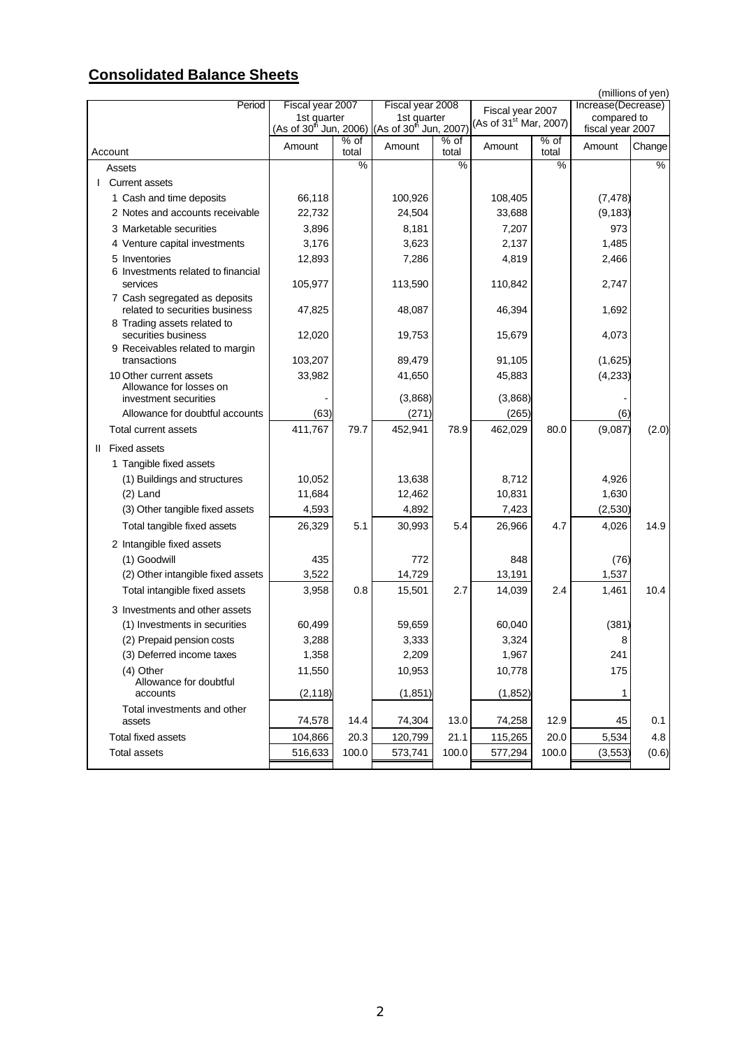## Consolidated Balance Sheets

(millions of yen)

| Period | Fiscal year 2007 1st quarter (As of 30th Jun, 2006) | | Fiscal year 2008 1st quarter (As of 30th Jun, 2007) | | Fiscal year 2007 (As of 31st Mar, 2007) | | Increase(Decrease) compared to fiscal year 2007 | |
|---|---|---|---|---|---|---|---|---|
| Account | Amount | % of total | Amount | % of total | Amount | % of total | Amount | Change |
| Assets | | % | | % | | % | | % |
| I Current assets | | | | | | | | |
| 1 Cash and time deposits | 66,118 | | 100,926 | | 108,405 | | (7,478) | |
| 2 Notes and accounts receivable | 22,732 | | 24,504 | | 33,688 | | (9,183) | |
| 3 Marketable securities | 3,896 | | 8,181 | | 7,207 | | 973 | |
| 4 Venture capital investments | 3,176 | | 3,623 | | 2,137 | | 1,485 | |
| 5 Inventories | 12,893 | | 7,286 | | 4,819 | | 2,466 | |
| 6 Investments related to financial services | 105,977 | | 113,590 | | 110,842 | | 2,747 | |
| 7 Cash segregated as deposits related to securities business | 47,825 | | 48,087 | | 46,394 | | 1,692 | |
| 8 Trading assets related to securities business | 12,020 | | 19,753 | | 15,679 | | 4,073 | |
| 9 Receivables related to margin transactions | 103,207 | | 89,479 | | 91,105 | | (1,625) | |
| 10 Other current assets | 33,982 | | 41,650 | | 45,883 | | (4,233) | |
| Allowance for losses on investment securities | - | | (3,868) | | (3,868) | | - | |
| Allowance for doubtful accounts | (63) | | (271) | | (265) | | (6) | |
| Total current assets | 411,767 | 79.7 | 452,941 | 78.9 | 462,029 | 80.0 | (9,087) | (2.0) |
| II Fixed assets | | | | | | | | |
| 1 Tangible fixed assets | | | | | | | | |
| (1) Buildings and structures | 10,052 | | 13,638 | | 8,712 | | 4,926 | |
| (2) Land | 11,684 | | 12,462 | | 10,831 | | 1,630 | |
| (3) Other tangible fixed assets | 4,593 | | 4,892 | | 7,423 | | (2,530) | |
| Total tangible fixed assets | 26,329 | 5.1 | 30,993 | 5.4 | 26,966 | 4.7 | 4,026 | 14.9 |
| 2 Intangible fixed assets | | | | | | | | |
| (1) Goodwill | 435 | | 772 | | 848 | | (76) | |
| (2) Other intangible fixed assets | 3,522 | | 14,729 | | 13,191 | | 1,537 | |
| Total intangible fixed assets | 3,958 | 0.8 | 15,501 | 2.7 | 14,039 | 2.4 | 1,461 | 10.4 |
| 3 Investments and other assets | | | | | | | | |
| (1) Investments in securities | 60,499 | | 59,659 | | 60,040 | | (381) | |
| (2) Prepaid pension costs | 3,288 | | 3,333 | | 3,324 | | 8 | |
| (3) Deferred income taxes | 1,358 | | 2,209 | | 1,967 | | 241 | |
| (4) Other | 11,550 | | 10,953 | | 10,778 | | 175 | |
| Allowance for doubtful accounts | (2,118) | | (1,851) | | (1,852) | | 1 | |
| Total investments and other assets | 74,578 | 14.4 | 74,304 | 13.0 | 74,258 | 12.9 | 45 | 0.1 |
| Total fixed assets | 104,866 | 20.3 | 120,799 | 21.1 | 115,265 | 20.0 | 5,534 | 4.8 |
| Total assets | 516,633 | 100.0 | 573,741 | 100.0 | 577,294 | 100.0 | (3,553) | (0.6) |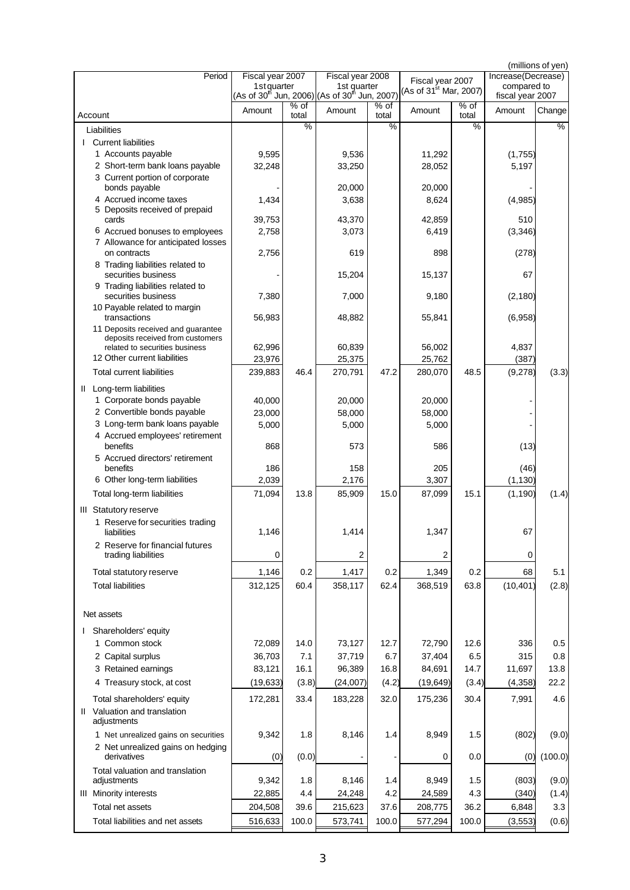(millions of yen)

| Period | Fiscal year 2007 1st quarter (As of 30th Jun, 2006) | | Fiscal year 2008 1st quarter (As of 30th Jun, 2007) | | Fiscal year 2007 (As of 31st Mar, 2007) | | Increase(Decrease) compared to fiscal year 2007 | |
|---|---|---|---|---|---|---|---|---|
| Account | Amount | % of total | Amount | % of total | Amount | % of total | Amount | Change |
| Liabilities | | % | | % | | % | | % |
| I Current liabilities | | | | | | | | |
| 1 Accounts payable | 9,595 | | 9,536 | | 11,292 | | (1,755) | |
| 2 Short-term bank loans payable | 32,248 | | 33,250 | | 28,052 | | 5,197 | |
| 3 Current portion of corporate bonds payable | - | | 20,000 | | 20,000 | | - | |
| 4 Accrued income taxes | 1,434 | | 3,638 | | 8,624 | | (4,985) | |
| 5 Deposits received of prepaid cards | 39,753 | | 43,370 | | 42,859 | | 510 | |
| 6 Accrued bonuses to employees | 2,758 | | 3,073 | | 6,419 | | (3,346) | |
| 7 Allowance for anticipated losses on contracts | 2,756 | | 619 | | 898 | | (278) | |
| 8 Trading liabilities related to securities business | - | | 15,204 | | 15,137 | | 67 | |
| 9 Trading liabilities related to securities business | 7,380 | | 7,000 | | 9,180 | | (2,180) | |
| 10 Payable related to margin transactions | 56,983 | | 48,882 | | 55,841 | | (6,958) | |
| 11 Deposits received and guarantee deposits received from customers related to securities business | 62,996 | | 60,839 | | 56,002 | | 4,837 | |
| 12 Other current liabilities | 23,976 | | 25,375 | | 25,762 | | (387) | |
| Total current liabilities | 239,883 | 46.4 | 270,791 | 47.2 | 280,070 | 48.5 | (9,278) | (3.3) |
| II Long-term liabilities | | | | | | | | |
| 1 Corporate bonds payable | 40,000 | | 20,000 | | 20,000 | | - | |
| 2 Convertible bonds payable | 23,000 | | 58,000 | | 58,000 | | - | |
| 3 Long-term bank loans payable | 5,000 | | 5,000 | | 5,000 | | - | |
| 4 Accrued employees' retirement benefits | 868 | | 573 | | 586 | | (13) | |
| 5 Accrued directors' retirement benefits | 186 | | 158 | | 205 | | (46) | |
| 6 Other long-term liabilities | 2,039 | | 2,176 | | 3,307 | | (1,130) | |
| Total long-term liabilities | 71,094 | 13.8 | 85,909 | 15.0 | 87,099 | 15.1 | (1,190) | (1.4) |
| III Statutory reserve | | | | | | | | |
| 1 Reserve for securities trading liabilities | 1,146 | | 1,414 | | 1,347 | | 67 | |
| 2 Reserve for financial futures trading liabilities | 0 | | 2 | | 2 | | 0 | |
| Total statutory reserve | 1,146 | 0.2 | 1,417 | 0.2 | 1,349 | 0.2 | 68 | 5.1 |
| Total liabilities | 312,125 | 60.4 | 358,117 | 62.4 | 368,519 | 63.8 | (10,401) | (2.8) |
| Net assets | | | | | | | | |
| I Shareholders' equity | | | | | | | | |
| 1 Common stock | 72,089 | 14.0 | 73,127 | 12.7 | 72,790 | 12.6 | 336 | 0.5 |
| 2 Capital surplus | 36,703 | 7.1 | 37,719 | 6.7 | 37,404 | 6.5 | 315 | 0.8 |
| 3 Retained earnings | 83,121 | 16.1 | 96,389 | 16.8 | 84,691 | 14.7 | 11,697 | 13.8 |
| 4 Treasury stock, at cost | (19,633) | (3.8) | (24,007) | (4.2) | (19,649) | (3.4) | (4,358) | 22.2 |
| Total shareholders' equity | 172,281 | 33.4 | 183,228 | 32.0 | 175,236 | 30.4 | 7,991 | 4.6 |
| II Valuation and translation adjustments | | | | | | | | |
| 1 Net unrealized gains on securities | 9,342 | 1.8 | 8,146 | 1.4 | 8,949 | 1.5 | (802) | (9.0) |
| 2 Net unrealized gains on hedging derivatives | (0) | (0.0) | - | - | 0 | 0.0 | (0) | (100.0) |
| Total valuation and translation adjustments | 9,342 | 1.8 | 8,146 | 1.4 | 8,949 | 1.5 | (803) | (9.0) |
| III Minority interests | 22,885 | 4.4 | 24,248 | 4.2 | 24,589 | 4.3 | (340) | (1.4) |
| Total net assets | 204,508 | 39.6 | 215,623 | 37.6 | 208,775 | 36.2 | 6,848 | 3.3 |
| Total liabilities and net assets | 516,633 | 100.0 | 573,741 | 100.0 | 577,294 | 100.0 | (3,553) | (0.6) |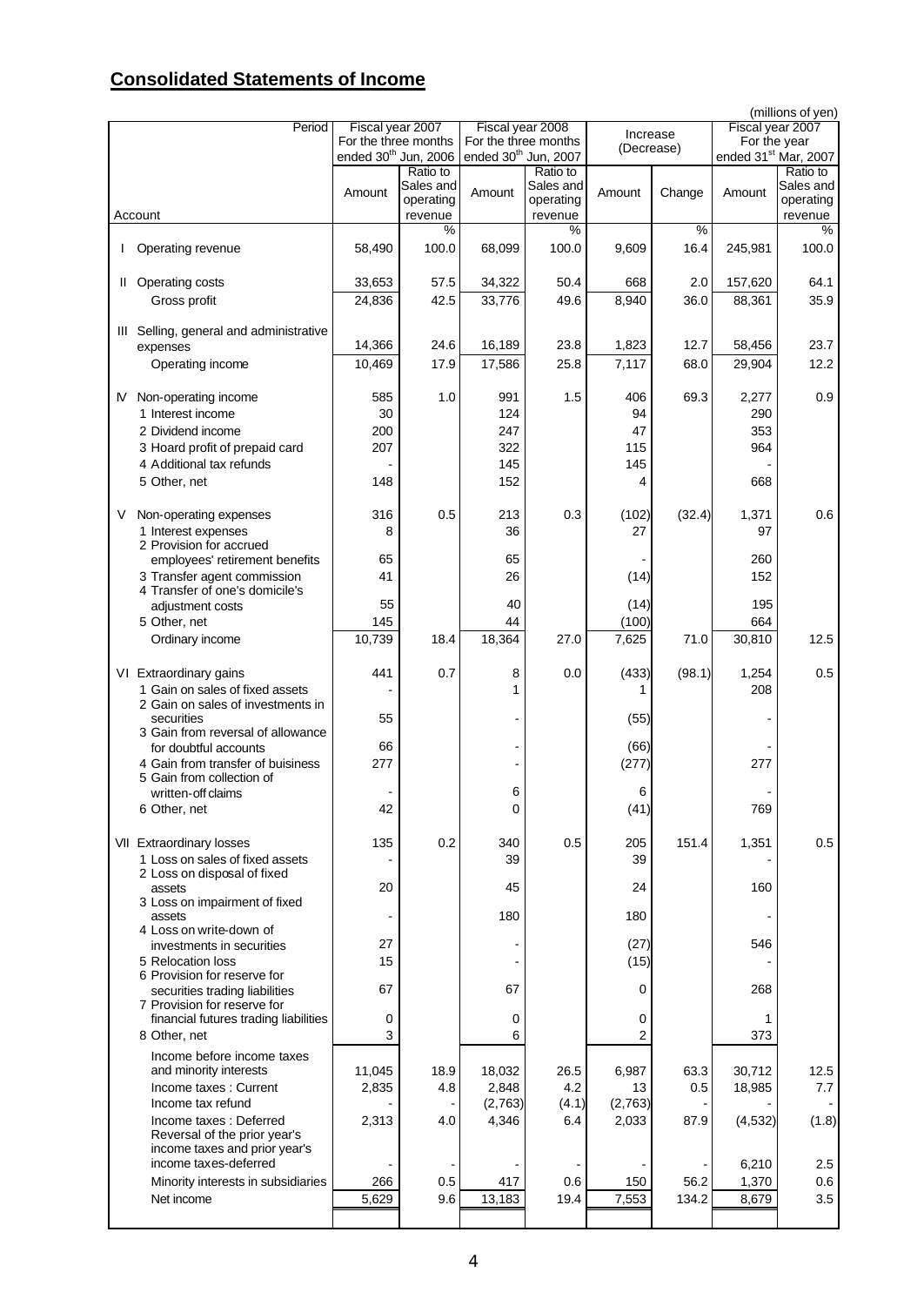## Consolidated Statements of Income

(millions of yen)

| Account / Period | Fiscal year 2007 For the three months ended 30th Jun, 2006 | | Fiscal year 2008 For the three months ended 30th Jun, 2007 | | Increase (Decrease) | | Fiscal year 2007 For the year ended 31st Mar, 2007 | |
|---|---|---|---|---|---|---|---|---|
| | Amount | Ratio to Sales and operating revenue | Amount | Ratio to Sales and operating revenue | Amount | Change | Amount | Ratio to Sales and operating revenue |
| | | % | | % | | % | | % |
| I Operating revenue | 58,490 | 100.0 | 68,099 | 100.0 | 9,609 | 16.4 | 245,981 | 100.0 |
| II Operating costs | 33,653 | 57.5 | 34,322 | 50.4 | 668 | 2.0 | 157,620 | 64.1 |
| Gross profit | 24,836 | 42.5 | 33,776 | 49.6 | 8,940 | 36.0 | 88,361 | 35.9 |
| III Selling, general and administrative expenses | 14,366 | 24.6 | 16,189 | 23.8 | 1,823 | 12.7 | 58,456 | 23.7 |
| Operating income | 10,469 | 17.9 | 17,586 | 25.8 | 7,117 | 68.0 | 29,904 | 12.2 |
| IV Non-operating income | 585 | 1.0 | 991 | 1.5 | 406 | 69.3 | 2,277 | 0.9 |
| 1 Interest income | 30 | | 124 | | 94 | | 290 | |
| 2 Dividend income | 200 | | 247 | | 47 | | 353 | |
| 3 Hoard profit of prepaid card | 207 | | 322 | | 115 | | 964 | |
| 4 Additional tax refunds | - | | 145 | | 145 | | - | |
| 5 Other, net | 148 | | 152 | | 4 | | 668 | |
| V Non-operating expenses | 316 | 0.5 | 213 | 0.3 | (102) | (32.4) | 1,371 | 0.6 |
| 1 Interest expenses | 8 | | 36 | | 27 | | 97 | |
| 2 Provision for accrued employees' retirement benefits | 65 | | 65 | | - | | 260 | |
| 3 Transfer agent commission | 41 | | 26 | | (14) | | 152 | |
| 4 Transfer of one's domicile's adjustment costs | 55 | | 40 | | (14) | | 195 | |
| 5 Other, net | 145 | | 44 | | (100) | | 664 | |
| Ordinary income | 10,739 | 18.4 | 18,364 | 27.0 | 7,625 | 71.0 | 30,810 | 12.5 |
| VI Extraordinary gains | 441 | 0.7 | 8 | 0.0 | (433) | (98.1) | 1,254 | 0.5 |
| 1 Gain on sales of fixed assets | - | | 1 | | 1 | | 208 | |
| 2 Gain on sales of investments in securities | 55 | | - | | (55) | | - | |
| 3 Gain from reversal of allowance for doubtful accounts | 66 | | - | | (66) | | - | |
| 4 Gain from transfer of buisiness | 277 | | - | | (277) | | 277 | |
| 5 Gain from collection of written-off claims | - | | 6 | | 6 | | - | |
| 6 Other, net | 42 | | 0 | | (41) | | 769 | |
| VII Extraordinary losses | 135 | 0.2 | 340 | 0.5 | 205 | 151.4 | 1,351 | 0.5 |
| 1 Loss on sales of fixed assets | - | | 39 | | 39 | | - | |
| 2 Loss on disposal of fixed assets | 20 | | 45 | | 24 | | 160 | |
| 3 Loss on impairment of fixed assets | - | | 180 | | 180 | | - | |
| 4 Loss on write-down of investments in securities | 27 | | - | | (27) | | 546 | |
| 5 Relocation loss | 15 | | - | | (15) | | - | |
| 6 Provision for reserve for securities trading liabilities | 67 | | 67 | | 0 | | 268 | |
| 7 Provision for reserve for financial futures trading liabilities | 0 | | 0 | | 0 | | 1 | |
| 8 Other, net | 3 | | 6 | | 2 | | 373 | |
| Income before income taxes and minority interests | 11,045 | 18.9 | 18,032 | 26.5 | 6,987 | 63.3 | 30,712 | 12.5 |
| Income taxes : Current | 2,835 | 4.8 | 2,848 | 4.2 | 13 | 0.5 | 18,985 | 7.7 |
| Income tax refund | - | - | (2,763) | (4.1) | (2,763) | - | - | - |
| Income taxes : Deferred | 2,313 | 4.0 | 4,346 | 6.4 | 2,033 | 87.9 | (4,532) | (1.8) |
| Reversal of the prior year's income taxes and prior year's income taxes-deferred | - | - | - | - | - | - | 6,210 | 2.5 |
| Minority interests in subsidiaries | 266 | 0.5 | 417 | 0.6 | 150 | 56.2 | 1,370 | 0.6 |
| Net income | 5,629 | 9.6 | 13,183 | 19.4 | 7,553 | 134.2 | 8,679 | 3.5 |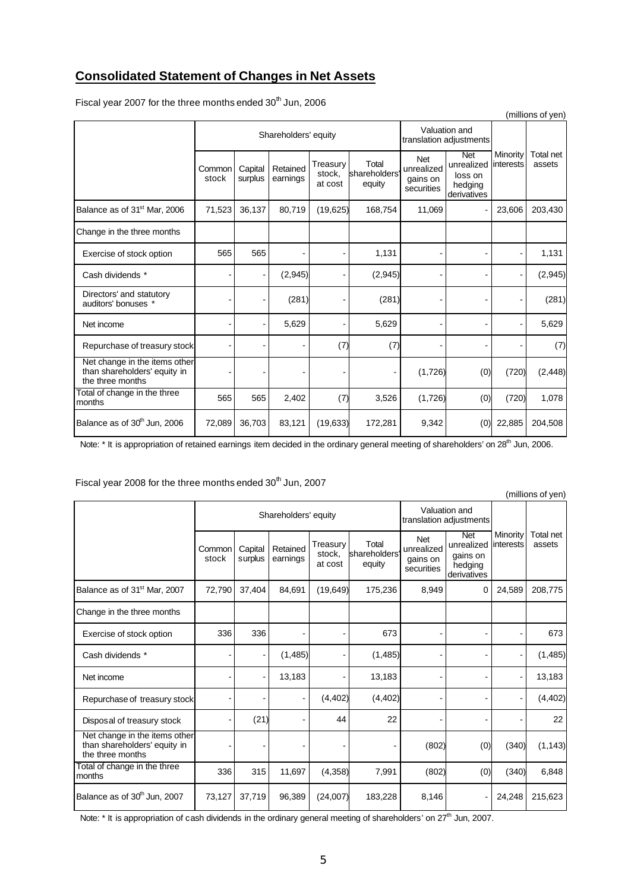## Consolidated Statement of Changes in Net Assets

Fiscal year 2007 for the three months ended 30th Jun, 2006

(millions of yen)

| | Shareholders' equity | | | | | Valuation and translation adjustments | | Minority interests | Total net assets |
|---|---|---|---|---|---|---|---|---|---|
| | Common stock | Capital surplus | Retained earnings | Treasury stock, at cost | Total shareholders' equity | Net unrealized gains on securities | Net unrealized loss on hedging derivatives | | |
| Balance as of 31st Mar, 2006 | 71,523 | 36,137 | 80,719 | (19,625) | 168,754 | 11,069 | - | 23,606 | 203,430 |
| Change in the three months | | | | | | | | | |
| Exercise of stock option | 565 | 565 | - | - | 1,131 | - | - | - | 1,131 |
| Cash dividends * | - | - | (2,945) | - | (2,945) | - | - | - | (2,945) |
| Directors' and statutory auditors' bonuses * | - | - | (281) | - | (281) | - | - | - | (281) |
| Net income | - | - | 5,629 | - | 5,629 | - | - | - | 5,629 |
| Repurchase of treasury stock | - | - | - | (7) | (7) | - | - | - | (7) |
| Net change in the items other than shareholders' equity in the three months | - | - | - | - | - | (1,726) | (0) | (720) | (2,448) |
| Total of change in the three months | 565 | 565 | 2,402 | (7) | 3,526 | (1,726) | (0) | (720) | 1,078 |
| Balance as of 30th Jun, 2006 | 72,089 | 36,703 | 83,121 | (19,633) | 172,281 | 9,342 | (0) | 22,885 | 204,508 |

Note: * It is appropriation of retained earnings item decided in the ordinary general meeting of shareholders' on 28th Jun, 2006.

Fiscal year 2008 for the three months ended 30th Jun, 2007

(millions of yen)

| | Shareholders' equity | | | | | Valuation and translation adjustments | | Minority interests | Total net assets |
|---|---|---|---|---|---|---|---|---|---|
| | Common stock | Capital surplus | Retained earnings | Treasury stock, at cost | Total shareholders' equity | Net unrealized gains on securities | Net unrealized gains on hedging derivatives | | |
| Balance as of 31st Mar, 2007 | 72,790 | 37,404 | 84,691 | (19,649) | 175,236 | 8,949 | 0 | 24,589 | 208,775 |
| Change in the three months | | | | | | | | | |
| Exercise of stock option | 336 | 336 | - | - | 673 | - | - | - | 673 |
| Cash dividends * | - | - | (1,485) | - | (1,485) | - | - | - | (1,485) |
| Net income | - | - | 13,183 | - | 13,183 | - | - | - | 13,183 |
| Repurchase of treasury stock | - | - | - | (4,402) | (4,402) | - | - | - | (4,402) |
| Disposal of treasury stock | - | (21) | - | 44 | 22 | - | - | - | 22 |
| Net change in the items other than shareholders' equity in the three months | - | - | - | - | - | (802) | (0) | (340) | (1,143) |
| Total of change in the three months | 336 | 315 | 11,697 | (4,358) | 7,991 | (802) | (0) | (340) | 6,848 |
| Balance as of 30th Jun, 2007 | 73,127 | 37,719 | 96,389 | (24,007) | 183,228 | 8,146 | - | 24,248 | 215,623 |

Note: * It is appropriation of cash dividends in the ordinary general meeting of shareholders' on 27th Jun, 2007.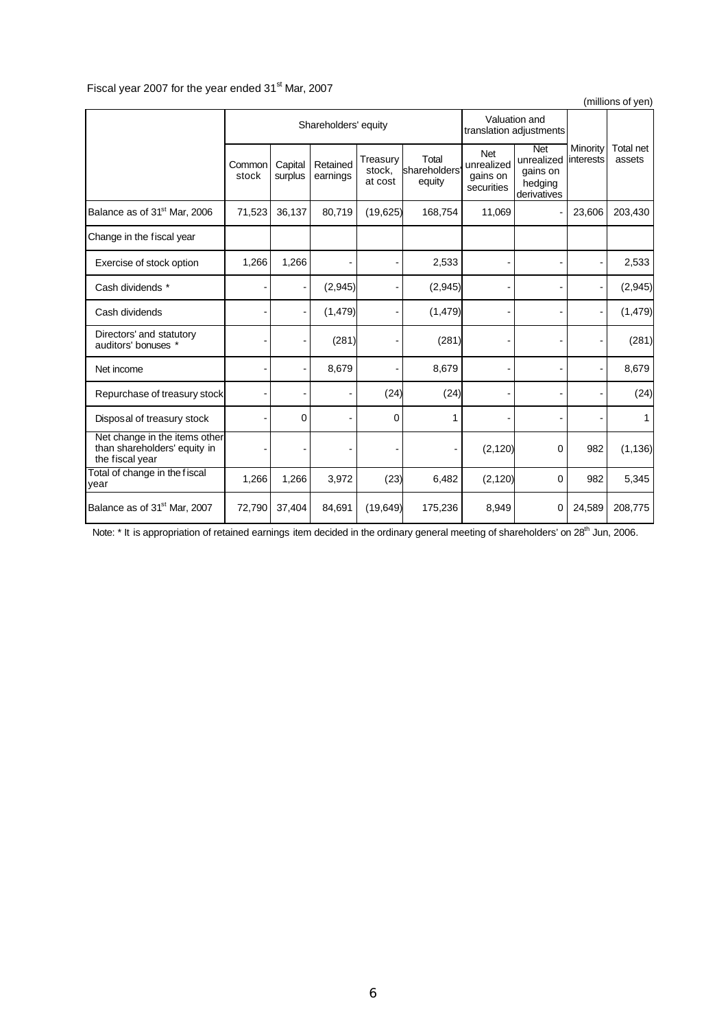Fiscal year 2007 for the year ended 31st Mar, 2007

(millions of yen)

| | Shareholders' equity | | | | | Valuation and translation adjustments | | Minority interests | Total net assets |
|---|---|---|---|---|---|---|---|---|---|
| | Common stock | Capital surplus | Retained earnings | Treasury stock, at cost | Total shareholders' equity | Net unrealized gains on securities | Net unrealized gains on hedging derivatives | | |
| Balance as of 31st Mar, 2006 | 71,523 | 36,137 | 80,719 | (19,625) | 168,754 | 11,069 | - | 23,606 | 203,430 |
| Change in the fiscal year | | | | | | | | | |
| Exercise of stock option | 1,266 | 1,266 | - | - | 2,533 | - | - | - | 2,533 |
| Cash dividends * | - | - | (2,945) | - | (2,945) | - | - | - | (2,945) |
| Cash dividends | - | - | (1,479) | - | (1,479) | - | - | - | (1,479) |
| Directors' and statutory auditors' bonuses * | - | - | (281) | - | (281) | - | - | - | (281) |
| Net income | - | - | 8,679 | - | 8,679 | - | - | - | 8,679 |
| Repurchase of treasury stock | - | - | - | (24) | (24) | - | - | - | (24) |
| Disposal of treasury stock | - | 0 | - | 0 | 1 | - | - | - | 1 |
| Net change in the items other than shareholders' equity in the fiscal year | - | - | - | - | - | (2,120) | 0 | 982 | (1,136) |
| Total of change in the fiscal year | 1,266 | 1,266 | 3,972 | (23) | 6,482 | (2,120) | 0 | 982 | 5,345 |
| Balance as of 31st Mar, 2007 | 72,790 | 37,404 | 84,691 | (19,649) | 175,236 | 8,949 | 0 | 24,589 | 208,775 |

Note: * It is appropriation of retained earnings item decided in the ordinary general meeting of shareholders' on 28th Jun, 2006.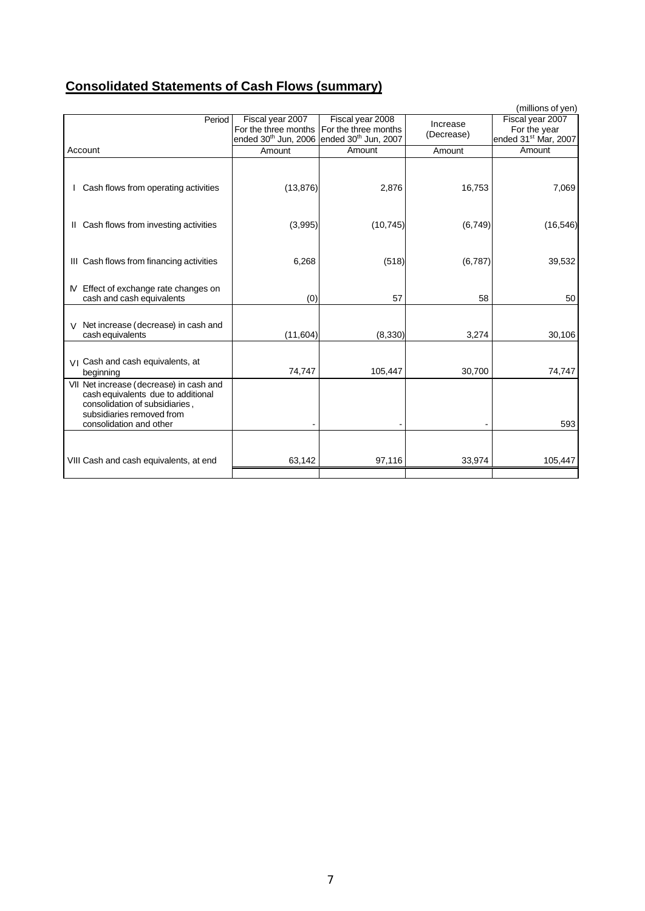## **Consolidated Statements of Cash Flows (summary)**

(millions of yen)

| Period / Account | Fiscal year 2007 For the three months ended 30th Jun, 2006 | Fiscal year 2008 For the three months ended 30th Jun, 2007 | Increase (Decrease) | Fiscal year 2007 For the year ended 31st Mar, 2007 |
|---|---|---|---|---|
| | Amount | Amount | Amount | Amount |
| I Cash flows from operating activities | (13,876) | 2,876 | 16,753 | 7,069 |
| II Cash flows from investing activities | (3,995) | (10,745) | (6,749) | (16,546) |
| III Cash flows from financing activities | 6,268 | (518) | (6,787) | 39,532 |
| IV Effect of exchange rate changes on cash and cash equivalents | (0) | 57 | 58 | 50 |
| V Net increase (decrease) in cash and cash equivalents | (11,604) | (8,330) | 3,274 | 30,106 |
| VI Cash and cash equivalents, at beginning | 74,747 | 105,447 | 30,700 | 74,747 |
| VII Net increase (decrease) in cash and cash equivalents due to additional consolidation of subsidiaries, subsidiaries removed from consolidation and other | - | - | - | 593 |
| VIII Cash and cash equivalents, at end | 63,142 | 97,116 | 33,974 | 105,447 |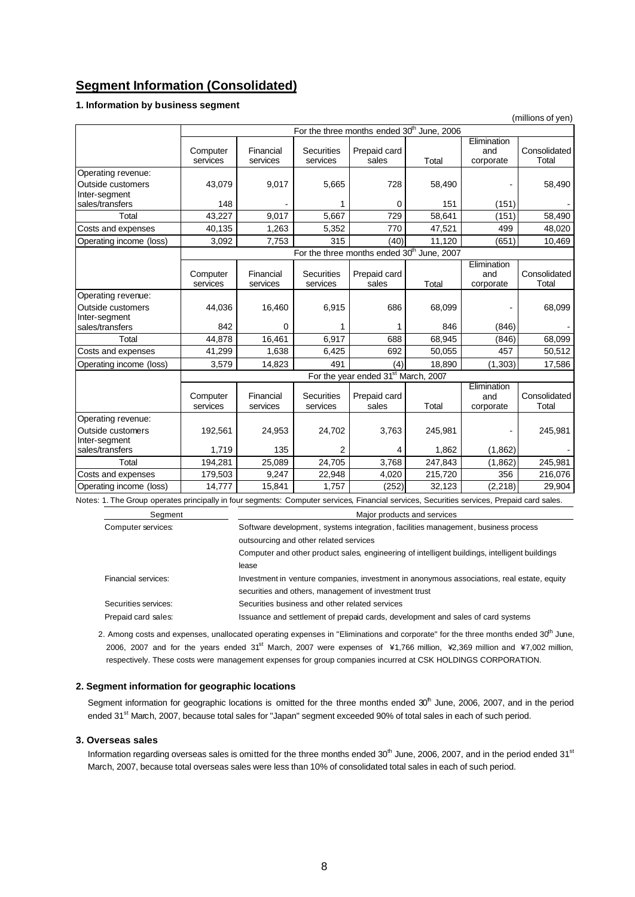## Segment Information (Consolidated)

### 1. Information by business segment

(millions of yen)

| | For the three months ended 30th June, 2006 | | | | | | |
|---|---|---|---|---|---|---|---|
| | Computer services | Financial services | Securities services | Prepaid card sales | Total | Elimination and corporate | Consolidated Total |
| Operating revenue: | | | | | | | |
| Outside customers | 43,079 | 9,017 | 5,665 | 728 | 58,490 | - | 58,490 |
| Inter-segment sales/transfers | 148 | - | 1 | 0 | 151 | (151) | - |
| Total | 43,227 | 9,017 | 5,667 | 729 | 58,641 | (151) | 58,490 |
| Costs and expenses | 40,135 | 1,263 | 5,352 | 770 | 47,521 | 499 | 48,020 |
| Operating income (loss) | 3,092 | 7,753 | 315 | (40) | 11,120 | (651) | 10,469 |
| | For the three months ended 30th June, 2007 | | | | | | |
| | Computer services | Financial services | Securities services | Prepaid card sales | Total | Elimination and corporate | Consolidated Total |
| Operating revenue: | | | | | | | |
| Outside customers | 44,036 | 16,460 | 6,915 | 686 | 68,099 | - | 68,099 |
| Inter-segment sales/transfers | 842 | 0 | 1 | 1 | 846 | (846) | - |
| Total | 44,878 | 16,461 | 6,917 | 688 | 68,945 | (846) | 68,099 |
| Costs and expenses | 41,299 | 1,638 | 6,425 | 692 | 50,055 | 457 | 50,512 |
| Operating income (loss) | 3,579 | 14,823 | 491 | (4) | 18,890 | (1,303) | 17,586 |
| | For the year ended 31st March, 2007 | | | | | | |
| | Computer services | Financial services | Securities services | Prepaid card sales | Total | Elimination and corporate | Consolidated Total |
| Operating revenue: | | | | | | | |
| Outside customers | 192,561 | 24,953 | 24,702 | 3,763 | 245,981 | - | 245,981 |
| Inter-segment sales/transfers | 1,719 | 135 | 2 | 4 | 1,862 | (1,862) | - |
| Total | 194,281 | 25,089 | 24,705 | 3,768 | 247,843 | (1,862) | 245,981 |
| Costs and expenses | 179,503 | 9,247 | 22,948 | 4,020 | 215,720 | 356 | 216,076 |
| Operating income (loss) | 14,777 | 15,841 | 1,757 | (252) | 32,123 | (2,218) | 29,904 |

Notes: 1. The Group operates principally in four segments: Computer services, Financial services, Securities services, Prepaid card sales.

| Segment | Major products and services |
|---|---|
| Computer services: | Software development, systems integration, facilities management, business process outsourcing and other related services<br>Computer and other product sales, engineering of intelligent buildings, intelligent buildings lease |
| Financial services: | Investment in venture companies, investment in anonymous associations, real estate, equity securities and others, management of investment trust |
| Securities services: | Securities business and other related services |
| Prepaid card sales: | Issuance and settlement of prepaid cards, development and sales of card systems |

2. Among costs and expenses, unallocated operating expenses in "Eliminations and corporate" for the three months ended 30th June, 2006, 2007 and for the years ended 31st March, 2007 were expenses of ¥1,766 million, ¥2,369 million and ¥7,002 million, respectively. These costs were management expenses for group companies incurred at CSK HOLDINGS CORPORATION.

### 2. Segment information for geographic locations

Segment information for geographic locations is omitted for the three months ended 30th June, 2006, 2007, and in the period ended 31st March, 2007, because total sales for "Japan" segment exceeded 90% of total sales in each of such period.

### 3. Overseas sales

Information regarding overseas sales is omitted for the three months ended 30th June, 2006, 2007, and in the period ended 31st March, 2007, because total overseas sales were less than 10% of consolidated total sales in each of such period.